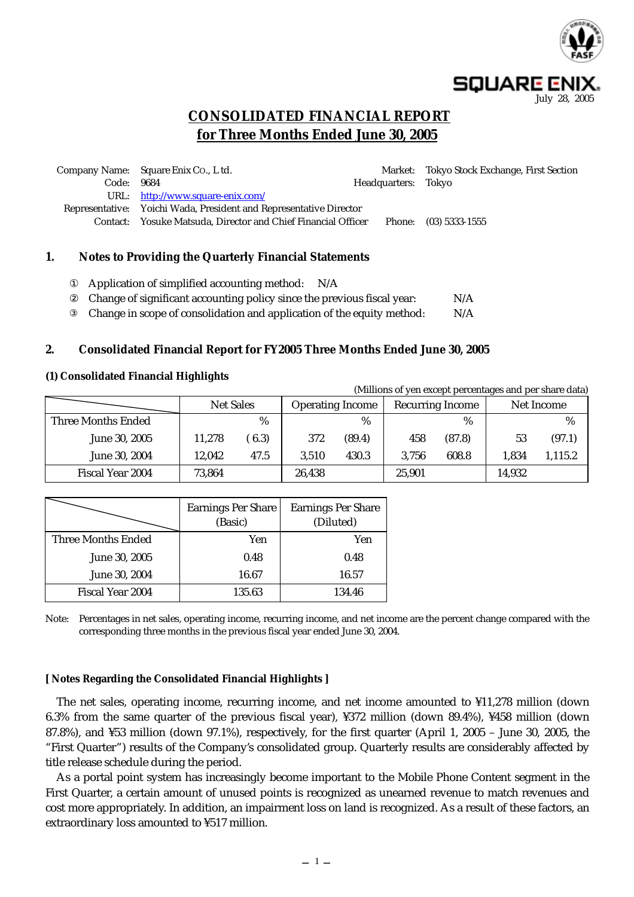SQUARE ENIX.

July 28, 2005

# CONSOLIDATED FINANCIAL REPORT for Three Months Ended June 30, 2005

| | | | |
|---|---|---|---|
| Company Name: | Square Enix Co., Ltd. | Market: | Tokyo Stock Exchange, First Section |
| Code: | 9684 | Headquarters: | Tokyo |
| URL: | http://www.square-enix.com/ | | |
| Representative: | Yoichi Wada, President and Representative Director | | |
| Contact: | Yosuke Matsuda, Director and Chief Financial Officer | Phone: | (03) 5333-1555 |

## 1. Notes to Providing the Quarterly Financial Statements

① Application of simplified accounting method: N/A

② Change of significant accounting policy since the previous fiscal year: N/A

③ Change in scope of consolidation and application of the equity method: N/A

## 2. Consolidated Financial Report for FY2005 Three Months Ended June 30, 2005

### (1) Consolidated Financial Highlights

(Millions of yen except percentages and per share data)

| | Net Sales | | Operating Income | | Recurring Income | | Net Income | |
|---|---|---|---|---|---|---|---|---|
| Three Months Ended | | % | | % | | % | | % |
| June 30, 2005 | 11,278 | (6.3) | 372 | (89.4) | 458 | (87.8) | 53 | (97.1) |
| June 30, 2004 | 12,042 | 47.5 | 3,510 | 430.3 | 3,756 | 608.8 | 1,834 | 1,115.2 |
| Fiscal Year 2004 | 73,864 | | 26,438 | | 25,901 | | 14,932 | |

| | Earnings Per Share (Basic) | Earnings Per Share (Diluted) |
|---|---|---|
| Three Months Ended | Yen | Yen |
| June 30, 2005 | 0.48 | 0.48 |
| June 30, 2004 | 16.67 | 16.57 |
| Fiscal Year 2004 | 135.63 | 134.46 |

Note: Percentages in net sales, operating income, recurring income, and net income are the percent change compared with the corresponding three months in the previous fiscal year ended June 30, 2004.

**[ Notes Regarding the Consolidated Financial Highlights ]**

The net sales, operating income, recurring income, and net income amounted to ¥11,278 million (down 6.3% from the same quarter of the previous fiscal year), ¥372 million (down 89.4%), ¥458 million (down 87.8%), and ¥53 million (down 97.1%), respectively, for the first quarter (April 1, 2005 – June 30, 2005, the "First Quarter") results of the Company's consolidated group. Quarterly results are considerably affected by title release schedule during the period.

As a portal point system has increasingly become important to the Mobile Phone Content segment in the First Quarter, a certain amount of unused points is recognized as unearned revenue to match revenues and cost more appropriately. In addition, an impairment loss on land is recognized. As a result of these factors, an extraordinary loss amounted to ¥517 million.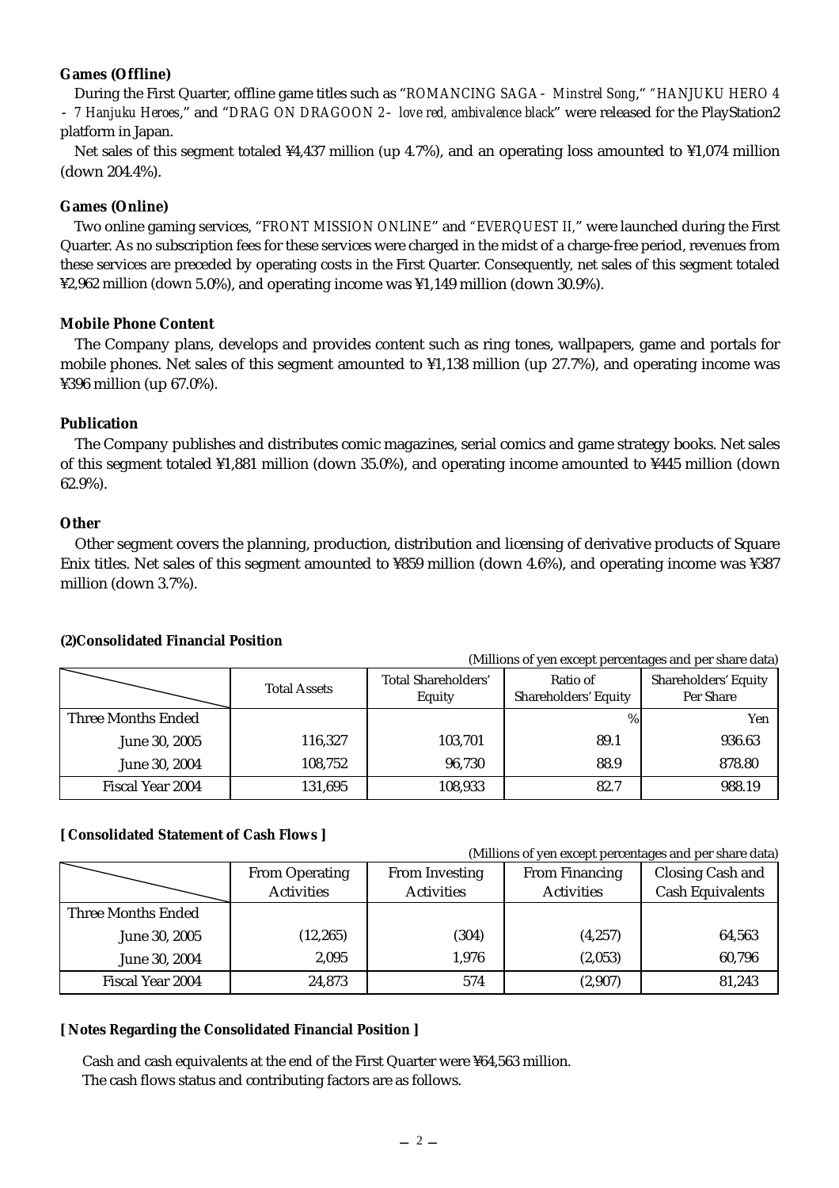**Games (Offline)**

During the First Quarter, offline game titles such as "*ROMANCING SAGA - Minstrel Song*," "*HANJUKU HERO 4 - 7 Hanjuku Heroes*," and "*DRAG ON DRAGOON 2 - love red, ambivalence black*" were released for the PlayStation2 platform in Japan.

Net sales of this segment totaled ¥4,437 million (up 4.7%), and an operating loss amounted to ¥1,074 million (down 204.4%).

**Games (Online)**

Two online gaming services, "*FRONT MISSION ONLINE*" and "*EVERQUEST II*," were launched during the First Quarter. As no subscription fees for these services were charged in the midst of a charge-free period, revenues from these services are preceded by operating costs in the First Quarter. Consequently, net sales of this segment totaled ¥2,962 million (down 5.0%), and operating income was ¥1,149 million (down 30.9%).

**Mobile Phone Content**

The Company plans, develops and provides content such as ring tones, wallpapers, game and portals for mobile phones. Net sales of this segment amounted to ¥1,138 million (up 27.7%), and operating income was ¥396 million (up 67.0%).

**Publication**

The Company publishes and distributes comic magazines, serial comics and game strategy books. Net sales of this segment totaled ¥1,881 million (down 35.0%), and operating income amounted to ¥445 million (down 62.9%).

**Other**

Other segment covers the planning, production, distribution and licensing of derivative products of Square Enix titles. Net sales of this segment amounted to ¥859 million (down 4.6%), and operating income was ¥387 million (down 3.7%).

**(2)Consolidated Financial Position**

(Millions of yen except percentages and per share data)

| | Total Assets | Total Shareholders' Equity | Ratio of Shareholders' Equity | Shareholders' Equity Per Share |
|---|---|---|---|---|
| Three Months Ended | | | % | Yen |
| June 30, 2005 | 116,327 | 103,701 | 89.1 | 936.63 |
| June 30, 2004 | 108,752 | 96,730 | 88.9 | 878.80 |
| Fiscal Year 2004 | 131,695 | 108,933 | 82.7 | 988.19 |

**[ Consolidated Statement of Cash Flows ]**

(Millions of yen except percentages and per share data)

| | From Operating Activities | From Investing Activities | From Financing Activities | Closing Cash and Cash Equivalents |
|---|---|---|---|---|
| Three Months Ended | | | | |
| June 30, 2005 | (12,265) | (304) | (4,257) | 64,563 |
| June 30, 2004 | 2,095 | 1,976 | (2,053) | 60,796 |
| Fiscal Year 2004 | 24,873 | 574 | (2,907) | 81,243 |

**[ Notes Regarding the Consolidated Financial Position ]**

Cash and cash equivalents at the end of the First Quarter were ¥64,563 million.
The cash flows status and contributing factors are as follows.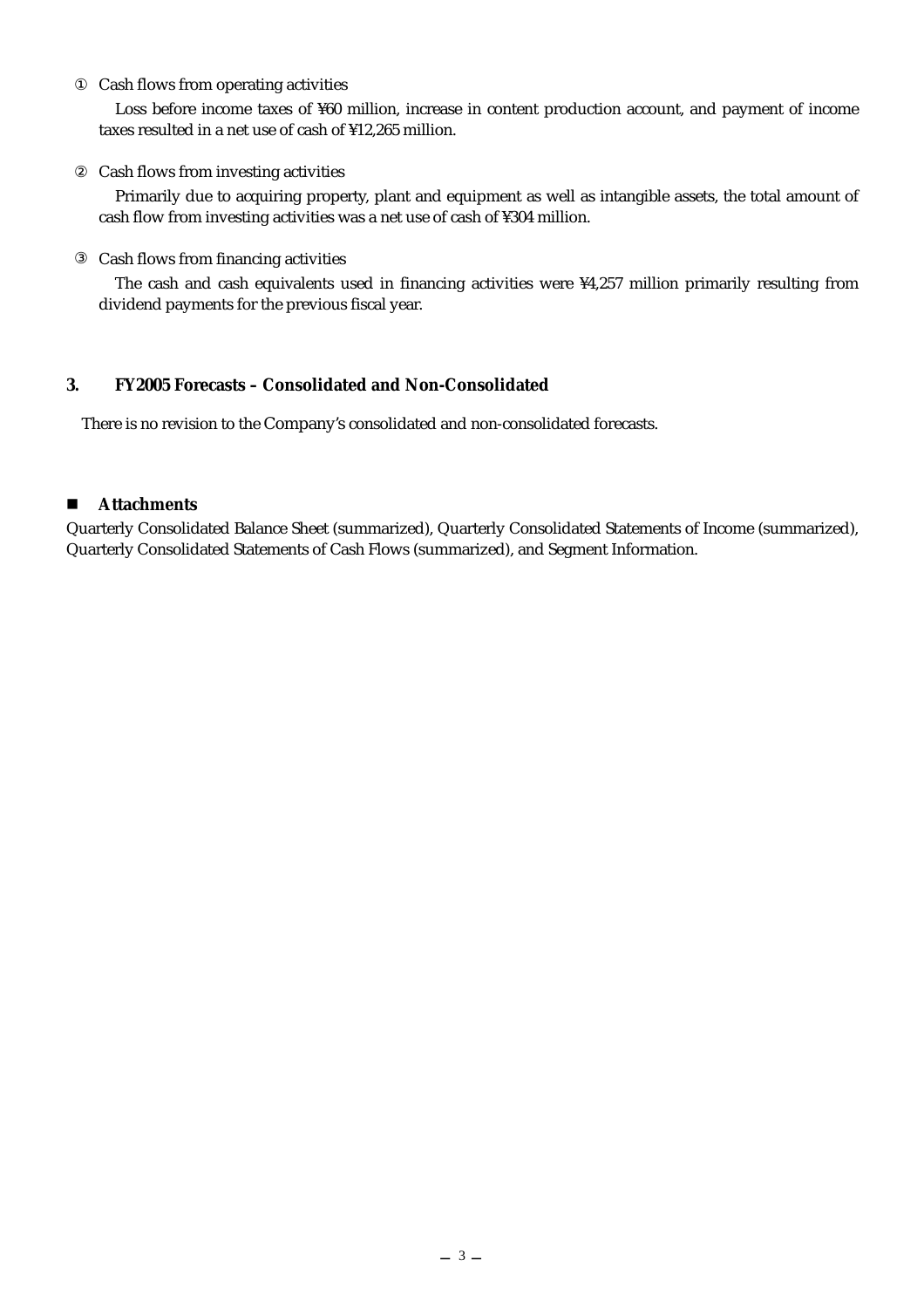① Cash flows from operating activities

Loss before income taxes of ¥60 million, increase in content production account, and payment of income taxes resulted in a net use of cash of ¥12,265 million.

② Cash flows from investing activities

Primarily due to acquiring property, plant and equipment as well as intangible assets, the total amount of cash flow from investing activities was a net use of cash of ¥304 million.

③ Cash flows from financing activities

The cash and cash equivalents used in financing activities were ¥4,257 million primarily resulting from dividend payments for the previous fiscal year.

## 3. FY2005 Forecasts – Consolidated and Non-Consolidated

There is no revision to the Company's consolidated and non-consolidated forecasts.

## ■ Attachments

Quarterly Consolidated Balance Sheet (summarized), Quarterly Consolidated Statements of Income (summarized), Quarterly Consolidated Statements of Cash Flows (summarized), and Segment Information.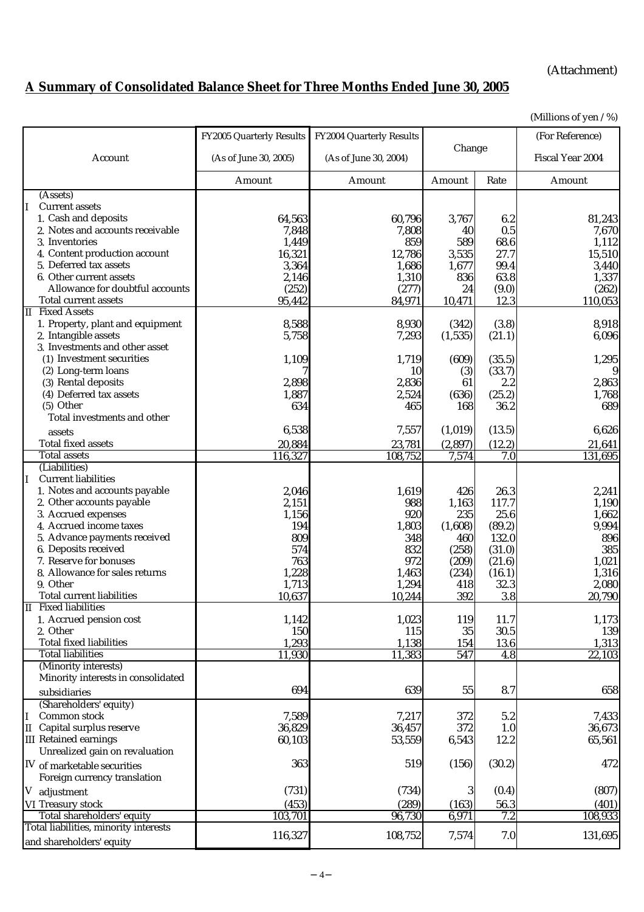(Attachment)

## A Summary of Consolidated Balance Sheet for Three Months Ended June 30, 2005

(Millions of yen / %)

| Account | FY2005 Quarterly Results (As of June 30, 2005) | FY2004 Quarterly Results (As of June 30, 2004) | Change | | (For Reference) Fiscal Year 2004 |
|---|---|---|---|---|---|
| | Amount | Amount | Amount | Rate | Amount |
| (Assets) | | | | | |
| I Current assets | | | | | |
| 1. Cash and deposits | 64,563 | 60,796 | 3,767 | 6.2 | 81,243 |
| 2. Notes and accounts receivable | 7,848 | 7,808 | 40 | 0.5 | 7,670 |
| 3. Inventories | 1,449 | 859 | 589 | 68.6 | 1,112 |
| 4. Content production account | 16,321 | 12,786 | 3,535 | 27.7 | 15,510 |
| 5. Deferred tax assets | 3,364 | 1,686 | 1,677 | 99.4 | 3,440 |
| 6. Other current assets | 2,146 | 1,310 | 836 | 63.8 | 1,337 |
| Allowance for doubtful accounts | (252) | (277) | 24 | (9.0) | (262) |
| Total current assets | 95,442 | 84,971 | 10,471 | 12.3 | 110,053 |
| II Fixed Assets | | | | | |
| 1. Property, plant and equipment | 8,588 | 8,930 | (342) | (3.8) | 8,918 |
| 2. Intangible assets | 5,758 | 7,293 | (1,535) | (21.1) | 6,096 |
| 3. Investments and other asset | | | | | |
| (1) Investment securities | 1,109 | 1,719 | (609) | (35.5) | 1,295 |
| (2) Long-term loans | 7 | 10 | (3) | (33.7) | 9 |
| (3) Rental deposits | 2,898 | 2,836 | 61 | 2.2 | 2,863 |
| (4) Deferred tax assets | 1,887 | 2,524 | (636) | (25.2) | 1,768 |
| (5) Other | 634 | 465 | 168 | 36.2 | 689 |
| Total investments and other assets | 6,538 | 7,557 | (1,019) | (13.5) | 6,626 |
| Total fixed assets | 20,884 | 23,781 | (2,897) | (12.2) | 21,641 |
| Total assets | 116,327 | 108,752 | 7,574 | 7.0 | 131,695 |
| (Liabilities) | | | | | |
| I Current liabilities | | | | | |
| 1. Notes and accounts payable | 2,046 | 1,619 | 426 | 26.3 | 2,241 |
| 2. Other accounts payable | 2,151 | 988 | 1,163 | 117.7 | 1,190 |
| 3. Accrued expenses | 1,156 | 920 | 235 | 25.6 | 1,662 |
| 4. Accrued income taxes | 194 | 1,803 | (1,608) | (89.2) | 9,994 |
| 5. Advance payments received | 809 | 348 | 460 | 132.0 | 896 |
| 6. Deposits received | 574 | 832 | (258) | (31.0) | 385 |
| 7. Reserve for bonuses | 763 | 972 | (209) | (21.6) | 1,021 |
| 8. Allowance for sales returns | 1,228 | 1,463 | (234) | (16.1) | 1,316 |
| 9. Other | 1,713 | 1,294 | 418 | 32.3 | 2,080 |
| Total current liabilities | 10,637 | 10,244 | 392 | 3.8 | 20,790 |
| II Fixed liabilities | | | | | |
| 1. Accrued pension cost | 1,142 | 1,023 | 119 | 11.7 | 1,173 |
| 2. Other | 150 | 115 | 35 | 30.5 | 139 |
| Total fixed liabilities | 1,293 | 1,138 | 154 | 13.6 | 1,313 |
| Total liabilities | 11,930 | 11,383 | 547 | 4.8 | 22,103 |
| (Minority interests) | | | | | |
| Minority interests in consolidated subsidiaries | 694 | 639 | 55 | 8.7 | 658 |
| (Shareholders' equity) | | | | | |
| I Common stock | 7,589 | 7,217 | 372 | 5.2 | 7,433 |
| II Capital surplus reserve | 36,829 | 36,457 | 372 | 1.0 | 36,673 |
| III Retained earnings | 60,103 | 53,559 | 6,543 | 12.2 | 65,561 |
| IV Unrealized gain on revaluation of marketable securities | 363 | 519 | (156) | (30.2) | 472 |
| V Foreign currency translation adjustment | (731) | (734) | 3 | (0.4) | (807) |
| VI Treasury stock | (453) | (289) | (163) | 56.3 | (401) |
| Total shareholders' equity | 103,701 | 96,730 | 6,971 | 7.2 | 108,933 |
| Total liabilities, minority interests and shareholders' equity | 116,327 | 108,752 | 7,574 | 7.0 | 131,695 |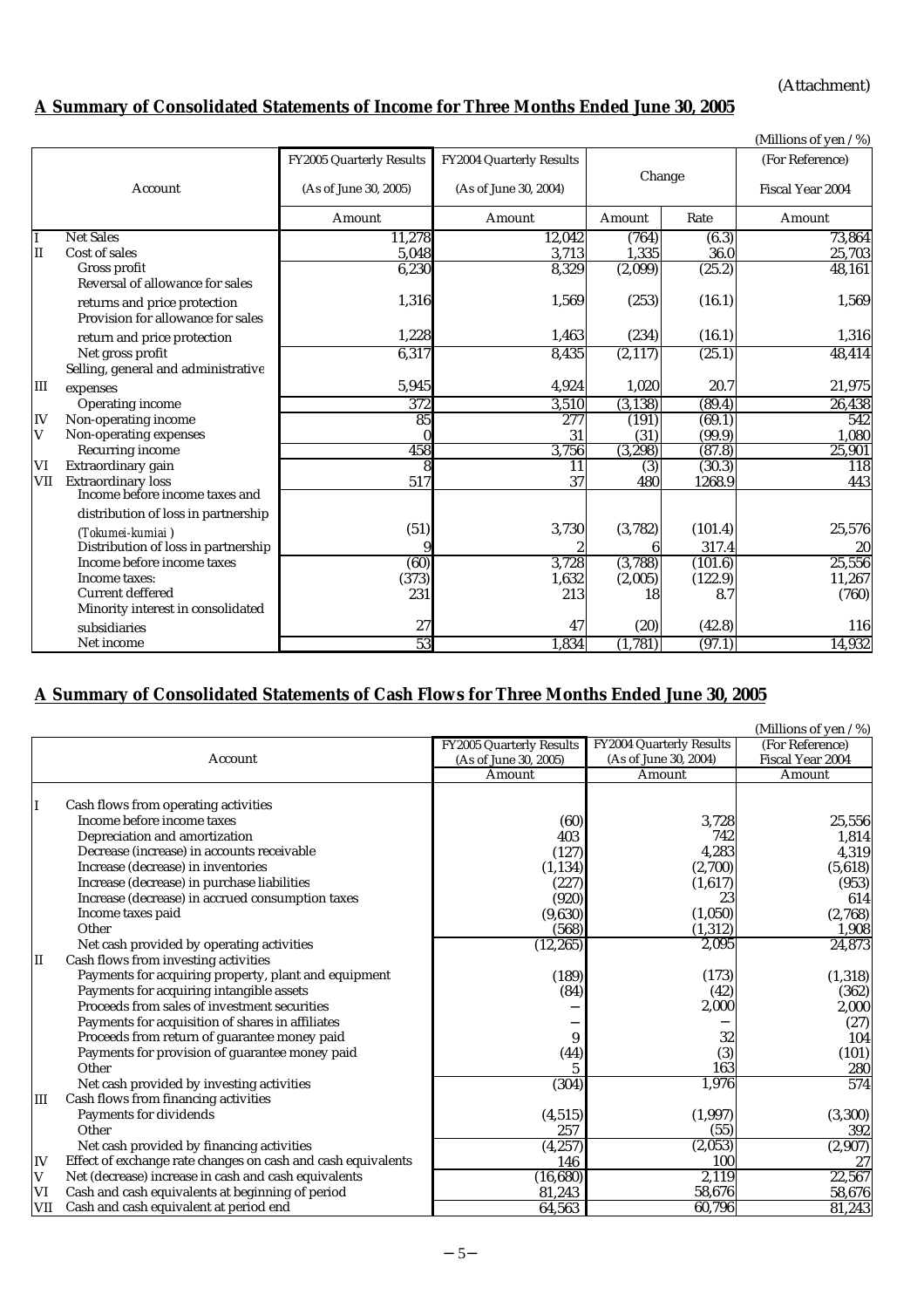(Attachment)

## A Summary of Consolidated Statements of Income for Three Months Ended June 30, 2005

(Millions of yen / %)

| | Account | FY2005 Quarterly Results (As of June 30, 2005) | FY2004 Quarterly Results (As of June 30, 2004) | Change | | (For Reference) Fiscal Year 2004 |
|---|---|---|---|---|---|---|
| | | Amount | Amount | Amount | Rate | Amount |
| I | Net Sales | 11,278 | 12,042 | (764) | (6.3) | 73,864 |
| II | Cost of sales | 5,048 | 3,713 | 1,335 | 36.0 | 25,703 |
| | Gross profit | 6,230 | 8,329 | (2,099) | (25.2) | 48,161 |
| | Reversal of allowance for sales returns and price protection | 1,316 | 1,569 | (253) | (16.1) | 1,569 |
| | Provision for allowance for sales return and price protection | 1,228 | 1,463 | (234) | (16.1) | 1,316 |
| | Net gross profit | 6,317 | 8,435 | (2,117) | (25.1) | 48,414 |
| III | Selling, general and administrative expenses | 5,945 | 4,924 | 1,020 | 20.7 | 21,975 |
| | Operating income | 372 | 3,510 | (3,138) | (89.4) | 26,438 |
| IV | Non-operating income | 85 | 277 | (191) | (69.1) | 542 |
| V | Non-operating expenses | 0 | 31 | (31) | (99.9) | 1,080 |
| | Recurring income | 458 | 3,756 | (3,298) | (87.8) | 25,901 |
| VI | Extraordinary gain | 8 | 11 | (3) | (30.3) | 118 |
| VII | Extraordinary loss | 517 | 37 | 480 | 1268.9 | 443 |
| | Income before income taxes and distribution of loss in partnership (*Tokumei-kumiai*) | (51) | 3,730 | (3,782) | (101.4) | 25,576 |
| | Distribution of loss in partnership | 9 | 2 | 6 | 317.4 | 20 |
| | Income before income taxes | (60) | 3,728 | (3,788) | (101.6) | 25,556 |
| | Income taxes: | (373) | 1,632 | (2,005) | (122.9) | 11,267 |
| | Current deffered | 231 | 213 | 18 | 8.7 | (760) |
| | Minority interest in consolidated subsidiaries | 27 | 47 | (20) | (42.8) | 116 |
| | Net income | 53 | 1,834 | (1,781) | (97.1) | 14,932 |

## A Summary of Consolidated Statements of Cash Flows for Three Months Ended June 30, 2005

(Millions of yen / %)

| | Account | FY2005 Quarterly Results (As of June 30, 2005) | FY2004 Quarterly Results (As of June 30, 2004) | (For Reference) Fiscal Year 2004 |
|---|---|---|---|---|
| | | Amount | Amount | Amount |
| I | Cash flows from operating activities | | | |
| | Income before income taxes | (60) | 3,728 | 25,556 |
| | Depreciation and amortization | 403 | 742 | 1,814 |
| | Decrease (increase) in accounts receivable | (127) | 4,283 | 4,319 |
| | Increase (decrease) in inventories | (1,134) | (2,700) | (5,618) |
| | Increase (decrease) in purchase liabilities | (227) | (1,617) | (953) |
| | Increase (decrease) in accrued consumption taxes | (920) | 23 | 614 |
| | Income taxes paid | (9,630) | (1,050) | (2,768) |
| | Other | (568) | (1,312) | 1,908 |
| | Net cash provided by operating activities | (12,265) | 2,095 | 24,873 |
| II | Cash flows from investing activities | | | |
| | Payments for acquiring property, plant and equipment | (189) | (173) | (1,318) |
| | Payments for acquiring intangible assets | (84) | (42) | (362) |
| | Proceeds from sales of investment securities | − | 2,000 | 2,000 |
| | Payments for acquisition of shares in affiliates | − | − | (27) |
| | Proceeds from return of guarantee money paid | 9 | 32 | 104 |
| | Payments for provision of guarantee money paid | (44) | (3) | (101) |
| | Other | 5 | 163 | 280 |
| | Net cash provided by investing activities | (304) | 1,976 | 574 |
| III | Cash flows from financing activities | | | |
| | Payments for dividends | (4,515) | (1,997) | (3,300) |
| | Other | 257 | (55) | 392 |
| | Net cash provided by financing activities | (4,257) | (2,053) | (2,907) |
| IV | Effect of exchange rate changes on cash and cash equivalents | 146 | 100 | 27 |
| V | Net (decrease) increase in cash and cash equivalents | (16,680) | 2,119 | 22,567 |
| VI | Cash and cash equivalents at beginning of period | 81,243 | 58,676 | 58,676 |
| VII | Cash and cash equivalent at period end | 64,563 | 60,796 | 81,243 |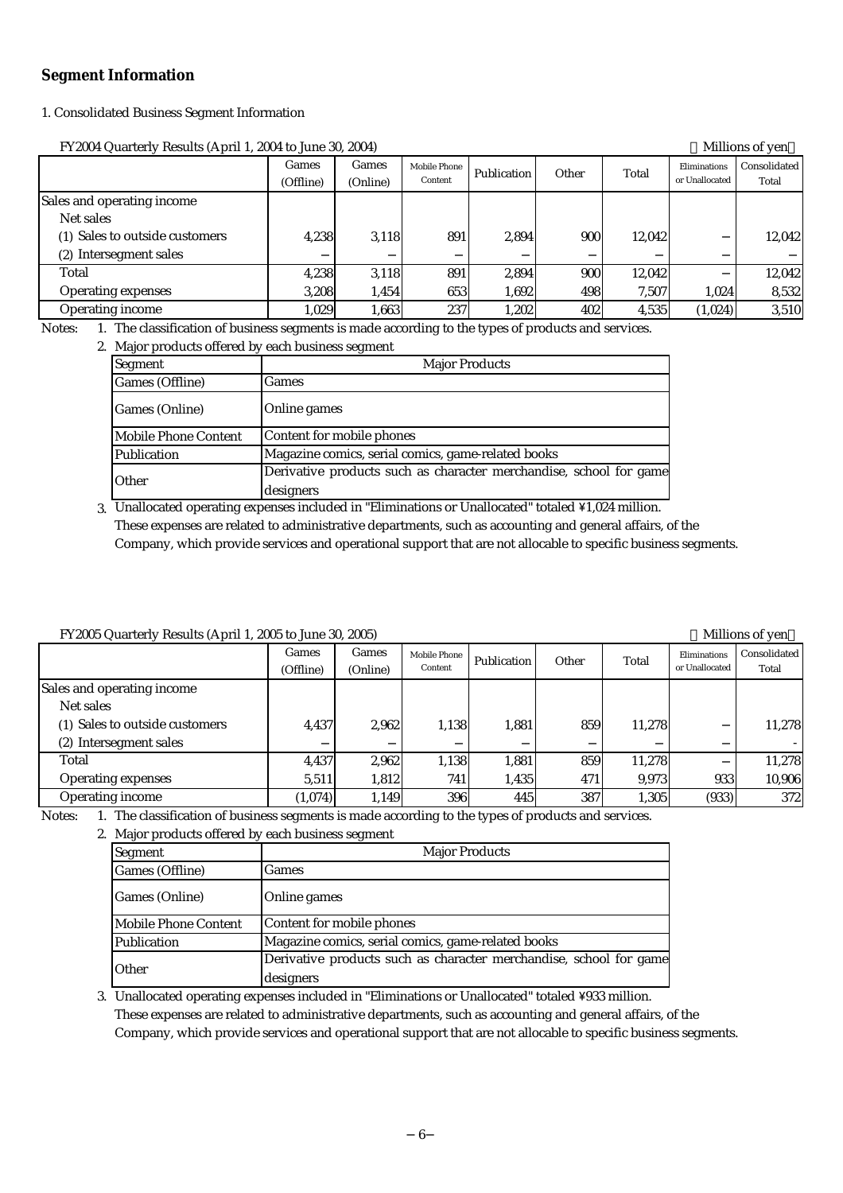## Segment Information

1. Consolidated Business Segment Information

FY2004 Quarterly Results (April 1, 2004 to June 30, 2004) （Millions of yen）

| | Games (Offline) | Games (Online) | Mobile Phone Content | Publication | Other | Total | Eliminations or Unallocated | Consolidated Total |
|---|---|---|---|---|---|---|---|---|
| Sales and operating income | | | | | | | | |
| Net sales | | | | | | | | |
| (1) Sales to outside customers | 4,238 | 3,118 | 891 | 2,894 | 900 | 12,042 | − | 12,042 |
| (2) Intersegment sales | − | − | − | − | − | − | − | − |
| Total | 4,238 | 3,118 | 891 | 2,894 | 900 | 12,042 | − | 12,042 |
| Operating expenses | 3,208 | 1,454 | 653 | 1,692 | 498 | 7,507 | 1,024 | 8,532 |
| Operating income | 1,029 | 1,663 | 237 | 1,202 | 402 | 4,535 | (1,024) | 3,510 |

Notes:
1. The classification of business segments is made according to the types of products and services.
2. Major products offered by each business segment

| Segment | Major Products |
|---|---|
| Games (Offline) | Games |
| Games (Online) | Online games |
| Mobile Phone Content | Content for mobile phones |
| Publication | Magazine comics, serial comics, game-related books |
| Other | Derivative products such as character merchandise, school for game designers |

3. Unallocated operating expenses included in "Eliminations or Unallocated" totaled ¥1,024 million. These expenses are related to administrative departments, such as accounting and general affairs, of the Company, which provide services and operational support that are not allocable to specific business segments.

FY2005 Quarterly Results (April 1, 2005 to June 30, 2005) （Millions of yen）

| | Games (Offline) | Games (Online) | Mobile Phone Content | Publication | Other | Total | Eliminations or Unallocated | Consolidated Total |
|---|---|---|---|---|---|---|---|---|
| Sales and operating income | | | | | | | | |
| Net sales | | | | | | | | |
| (1) Sales to outside customers | 4,437 | 2,962 | 1,138 | 1,881 | 859 | 11,278 | − | 11,278 |
| (2) Intersegment sales | − | − | − | − | − | − | − | - |
| Total | 4,437 | 2,962 | 1,138 | 1,881 | 859 | 11,278 | − | 11,278 |
| Operating expenses | 5,511 | 1,812 | 741 | 1,435 | 471 | 9,973 | 933 | 10,906 |
| Operating income | (1,074) | 1,149 | 396 | 445 | 387 | 1,305 | (933) | 372 |

Notes:
1. The classification of business segments is made according to the types of products and services.
2. Major products offered by each business segment

| Segment | Major Products |
|---|---|
| Games (Offline) | Games |
| Games (Online) | Online games |
| Mobile Phone Content | Content for mobile phones |
| Publication | Magazine comics, serial comics, game-related books |
| Other | Derivative products such as character merchandise, school for game designers |

3. Unallocated operating expenses included in "Eliminations or Unallocated" totaled ¥933 million. These expenses are related to administrative departments, such as accounting and general affairs, of the Company, which provide services and operational support that are not allocable to specific business segments.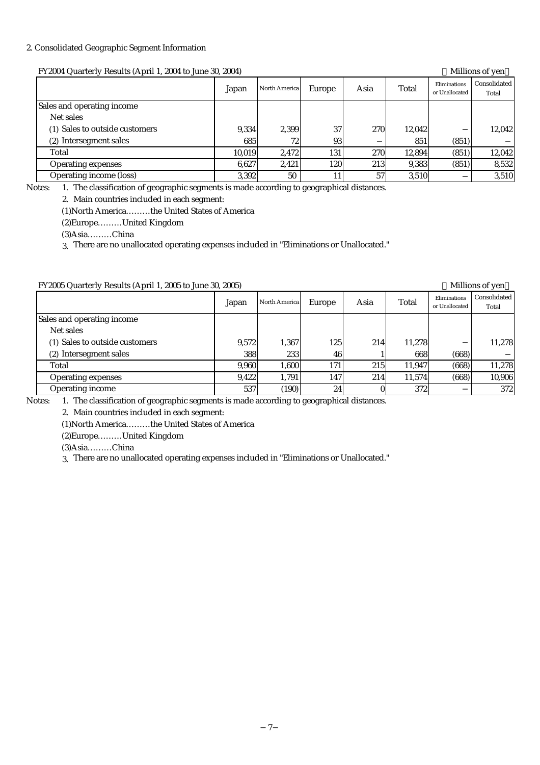2. Consolidated Geographic Segment Information

FY2004 Quarterly Results (April 1, 2004 to June 30, 2004)

（Millions of yen）

| | Japan | North America | Europe | Asia | Total | Eliminations or Unallocated | Consolidated Total |
|---|---|---|---|---|---|---|---|
| Sales and operating income | | | | | | | |
| Net sales | | | | | | | |
| (1) Sales to outside customers | 9,334 | 2,399 | 37 | 270 | 12,042 | − | 12,042 |
| (2) Intersegment sales | 685 | 72 | 93 | − | 851 | (851) | − |
| Total | 10,019 | 2,472 | 131 | 270 | 12,894 | (851) | 12,042 |
| Operating expenses | 6,627 | 2,421 | 120 | 213 | 9,383 | (851) | 8,532 |
| Operating income (loss) | 3,392 | 50 | 11 | 57 | 3,510 | − | 3,510 |

Notes:
1. The classification of geographic segments is made according to geographical distances.
2. Main countries included in each segment:
   (1)North America………the United States of America
   (2)Europe………United Kingdom
   (3)Asia………China
3. There are no unallocated operating expenses included in "Eliminations or Unallocated."

FY2005 Quarterly Results (April 1, 2005 to June 30, 2005)

（Millions of yen）

| | Japan | North America | Europe | Asia | Total | Eliminations or Unallocated | Consolidated Total |
|---|---|---|---|---|---|---|---|
| Sales and operating income | | | | | | | |
| Net sales | | | | | | | |
| (1) Sales to outside customers | 9,572 | 1,367 | 125 | 214 | 11,278 | − | 11,278 |
| (2) Intersegment sales | 388 | 233 | 46 | 1 | 668 | (668) | − |
| Total | 9,960 | 1,600 | 171 | 215 | 11,947 | (668) | 11,278 |
| Operating expenses | 9,422 | 1,791 | 147 | 214 | 11,574 | (668) | 10,906 |
| Operating income | 537 | (190) | 24 | 0 | 372 | − | 372 |

Notes:
1. The classification of geographic segments is made according to geographical distances.
2. Main countries included in each segment:
   (1)North America………the United States of America
   (2)Europe………United Kingdom
   (3)Asia………China
3. There are no unallocated operating expenses included in "Eliminations or Unallocated."